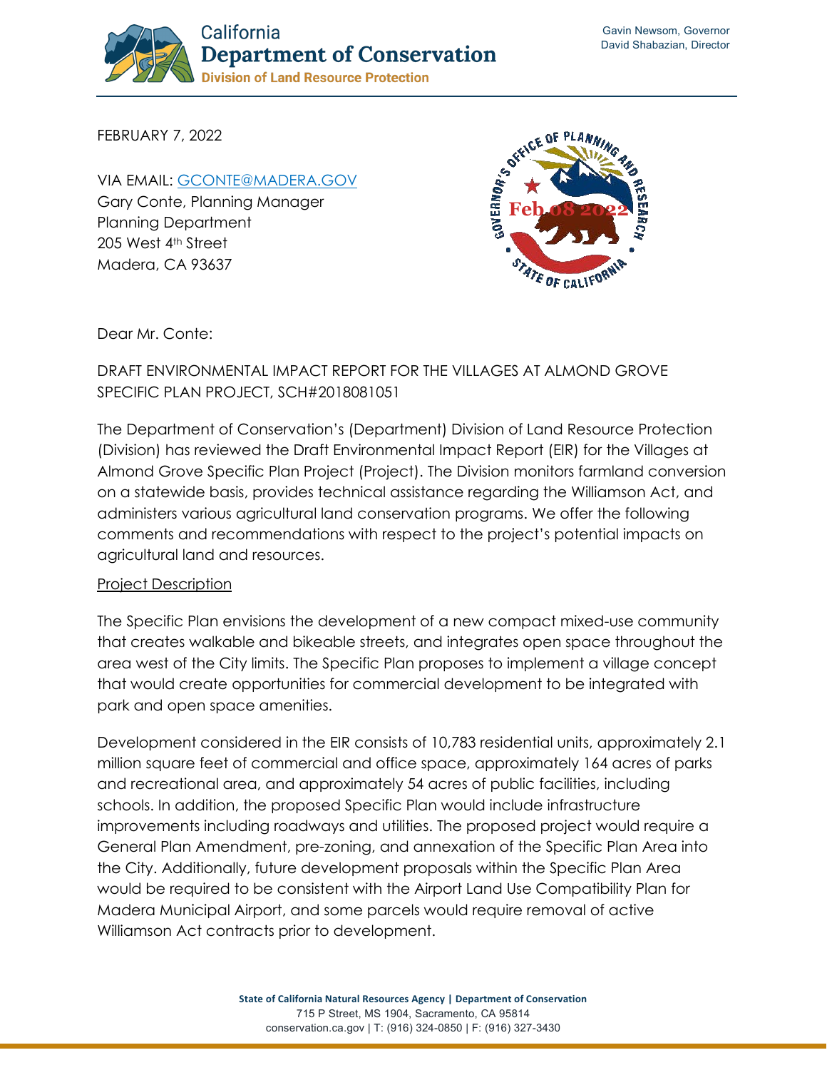**California Department of Conservation**
**Division of Land Resource Protection**

Gavin Newsom, Governor
David Shabazian, Director

FEBRUARY 7, 2022

VIA EMAIL: GCONTE@MADERA.GOV
Gary Conte, Planning Manager
Planning Department
205 West 4th Street
Madera, CA 93637

GOVERNOR'S OFFICE OF PLANNING AND RESEARCH
Feb 08 2022
STATE OF CALIFORNIA

Dear Mr. Conte:

DRAFT ENVIRONMENTAL IMPACT REPORT FOR THE VILLAGES AT ALMOND GROVE SPECIFIC PLAN PROJECT, SCH#2018081051

The Department of Conservation's (Department) Division of Land Resource Protection (Division) has reviewed the Draft Environmental Impact Report (EIR) for the Villages at Almond Grove Specific Plan Project (Project). The Division monitors farmland conversion on a statewide basis, provides technical assistance regarding the Williamson Act, and administers various agricultural land conservation programs. We offer the following comments and recommendations with respect to the project's potential impacts on agricultural land and resources.

## Project Description

The Specific Plan envisions the development of a new compact mixed-use community that creates walkable and bikeable streets, and integrates open space throughout the area west of the City limits. The Specific Plan proposes to implement a village concept that would create opportunities for commercial development to be integrated with park and open space amenities.

Development considered in the EIR consists of 10,783 residential units, approximately 2.1 million square feet of commercial and office space, approximately 164 acres of parks and recreational area, and approximately 54 acres of public facilities, including schools. In addition, the proposed Specific Plan would include infrastructure improvements including roadways and utilities. The proposed project would require a General Plan Amendment, pre-zoning, and annexation of the Specific Plan Area into the City. Additionally, future development proposals within the Specific Plan Area would be required to be consistent with the Airport Land Use Compatibility Plan for Madera Municipal Airport, and some parcels would require removal of active Williamson Act contracts prior to development.

State of California Natural Resources Agency | Department of Conservation
715 P Street, MS 1904, Sacramento, CA 95814
conservation.ca.gov | T: (916) 324-0850 | F: (916) 327-3430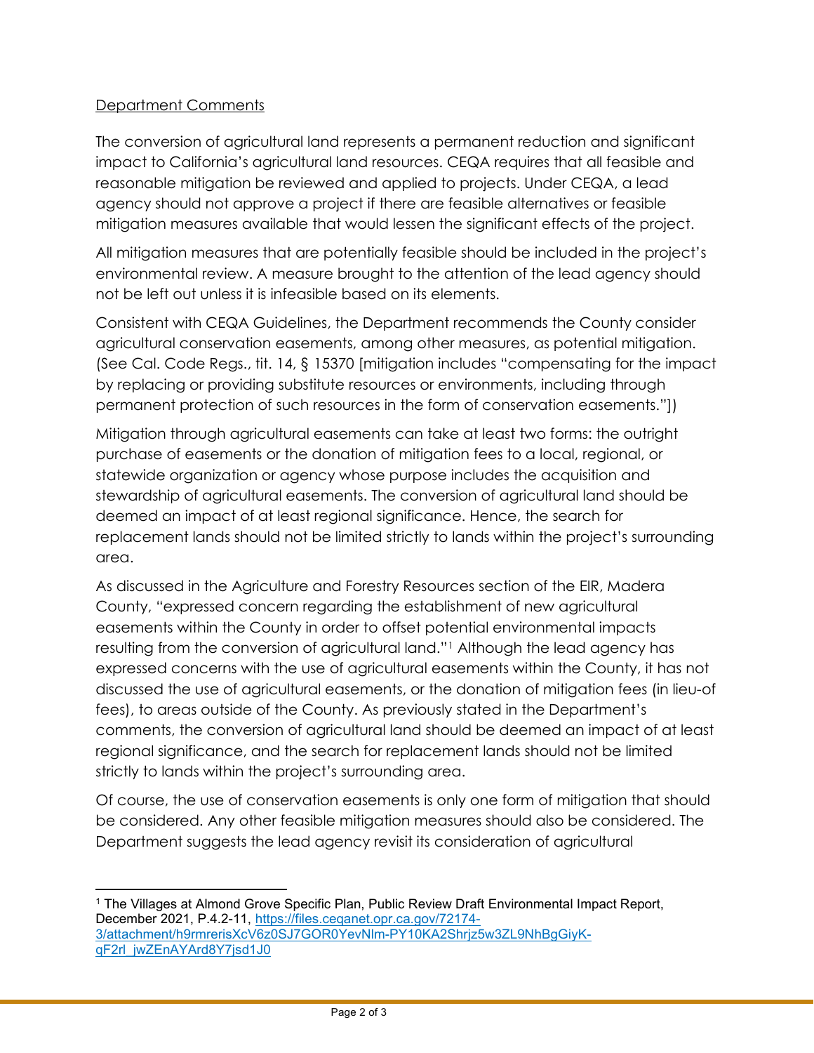Department Comments

The conversion of agricultural land represents a permanent reduction and significant impact to California's agricultural land resources. CEQA requires that all feasible and reasonable mitigation be reviewed and applied to projects. Under CEQA, a lead agency should not approve a project if there are feasible alternatives or feasible mitigation measures available that would lessen the significant effects of the project.

All mitigation measures that are potentially feasible should be included in the project's environmental review. A measure brought to the attention of the lead agency should not be left out unless it is infeasible based on its elements.

Consistent with CEQA Guidelines, the Department recommends the County consider agricultural conservation easements, among other measures, as potential mitigation. (See Cal. Code Regs., tit. 14, § 15370 [mitigation includes "compensating for the impact by replacing or providing substitute resources or environments, including through permanent protection of such resources in the form of conservation easements."])

Mitigation through agricultural easements can take at least two forms: the outright purchase of easements or the donation of mitigation fees to a local, regional, or statewide organization or agency whose purpose includes the acquisition and stewardship of agricultural easements. The conversion of agricultural land should be deemed an impact of at least regional significance. Hence, the search for replacement lands should not be limited strictly to lands within the project's surrounding area.

As discussed in the Agriculture and Forestry Resources section of the EIR, Madera County, "expressed concern regarding the establishment of new agricultural easements within the County in order to offset potential environmental impacts resulting from the conversion of agricultural land."[1] Although the lead agency has expressed concerns with the use of agricultural easements within the County, it has not discussed the use of agricultural easements, or the donation of mitigation fees (in lieu-of fees), to areas outside of the County. As previously stated in the Department's comments, the conversion of agricultural land should be deemed an impact of at least regional significance, and the search for replacement lands should not be limited strictly to lands within the project's surrounding area.

Of course, the use of conservation easements is only one form of mitigation that should be considered. Any other feasible mitigation measures should also be considered. The Department suggests the lead agency revisit its consideration of agricultural

---

[1] The Villages at Almond Grove Specific Plan, Public Review Draft Environmental Impact Report, December 2021, P.4.2-11, https://files.ceqanet.opr.ca.gov/72174-3/attachment/h9rmrerisXcV6z0SJ7GOR0YevNlm-PY10KA2Shrjz5w3ZL9NhBgGiyK-qF2rl_jwZEnAYArd8Y7jsd1J0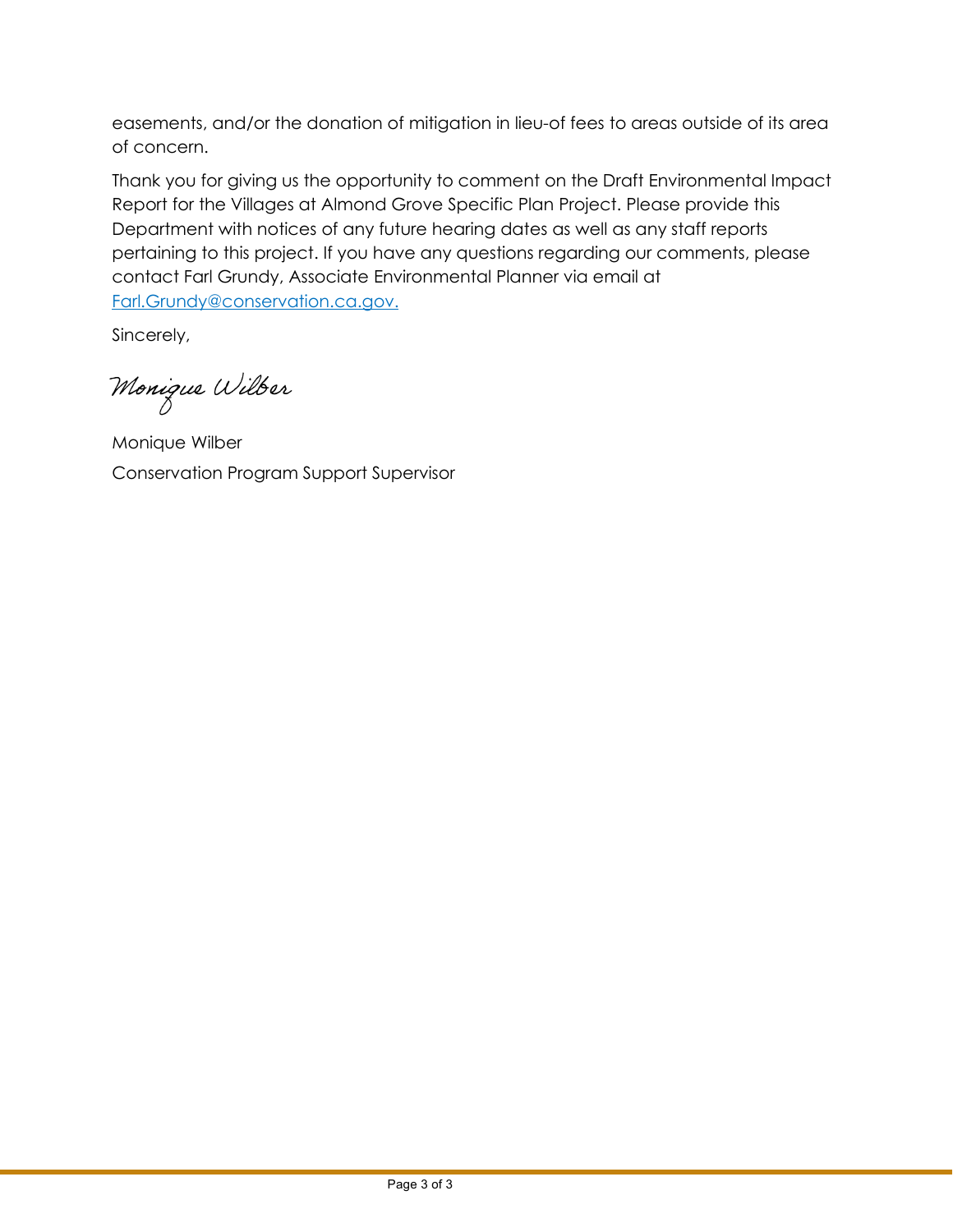easements, and/or the donation of mitigation in lieu-of fees to areas outside of its area of concern.

Thank you for giving us the opportunity to comment on the Draft Environmental Impact Report for the Villages at Almond Grove Specific Plan Project. Please provide this Department with notices of any future hearing dates as well as any staff reports pertaining to this project. If you have any questions regarding our comments, please contact Farl Grundy, Associate Environmental Planner via email at Farl.Grundy@conservation.ca.gov.

Sincerely,

Monique Wilber

Monique Wilber
Conservation Program Support Supervisor